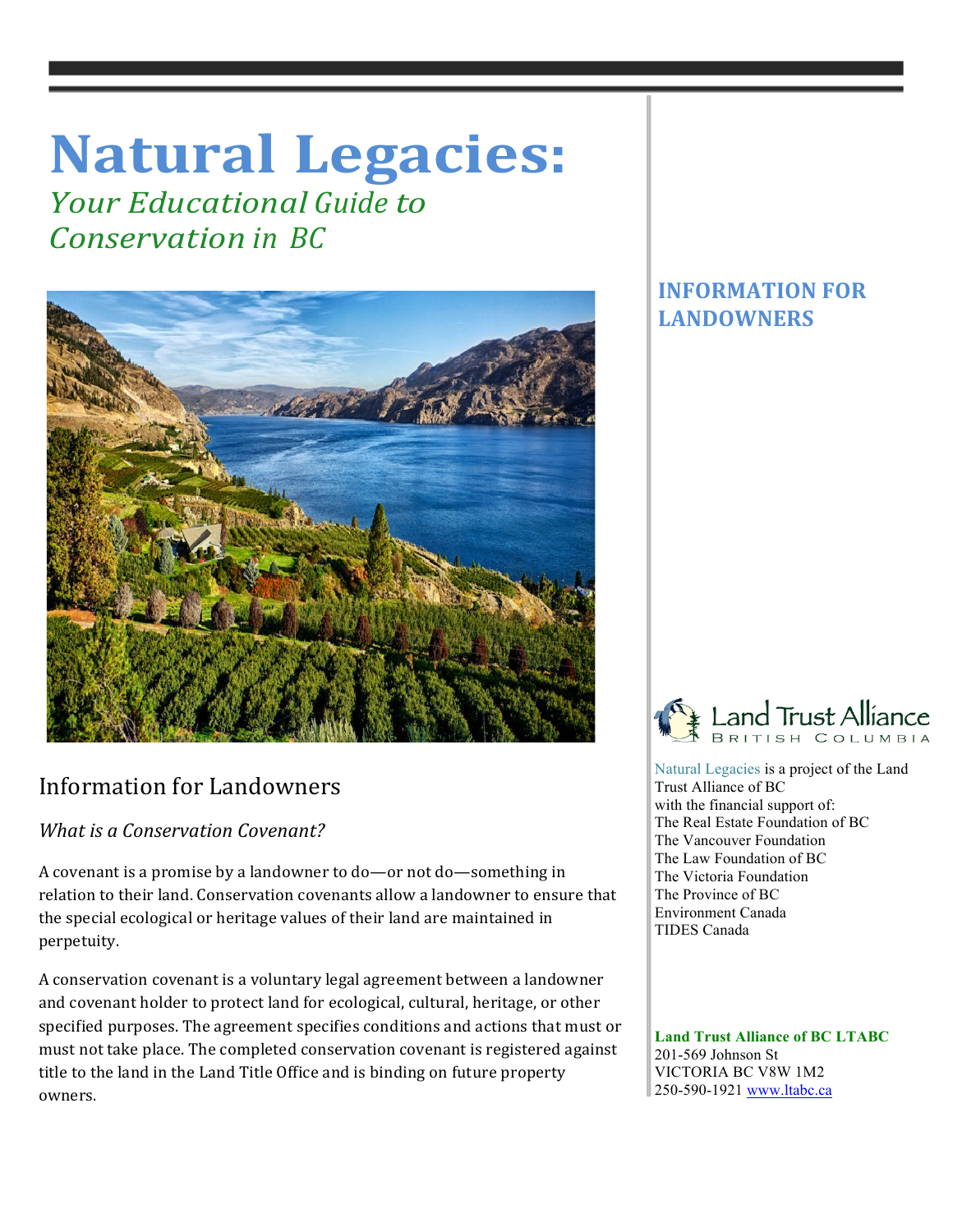# Natural Legacies:

*Your Educational Guide to Conservation in BC*

## INFORMATION FOR LANDOWNERS

## Information for Landowners

### *What is a Conservation Covenant?*

A covenant is a promise by a landowner to do—or not do—something in relation to their land. Conservation covenants allow a landowner to ensure that the special ecological or heritage values of their land are maintained in perpetuity.

A conservation covenant is a voluntary legal agreement between a landowner and covenant holder to protect land for ecological, cultural, heritage, or other specified purposes. The agreement specifies conditions and actions that must or must not take place. The completed conservation covenant is registered against title to the land in the Land Title Office and is binding on future property owners.

Land Trust Alliance British Columbia

Natural Legacies is a project of the Land Trust Alliance of BC with the financial support of:
The Real Estate Foundation of BC
The Vancouver Foundation
The Law Foundation of BC
The Victoria Foundation
The Province of BC
Environment Canada
TIDES Canada

**Land Trust Alliance of BC LTABC**
201-569 Johnson St
VICTORIA BC V8W 1M2
250-590-1921 www.ltabc.ca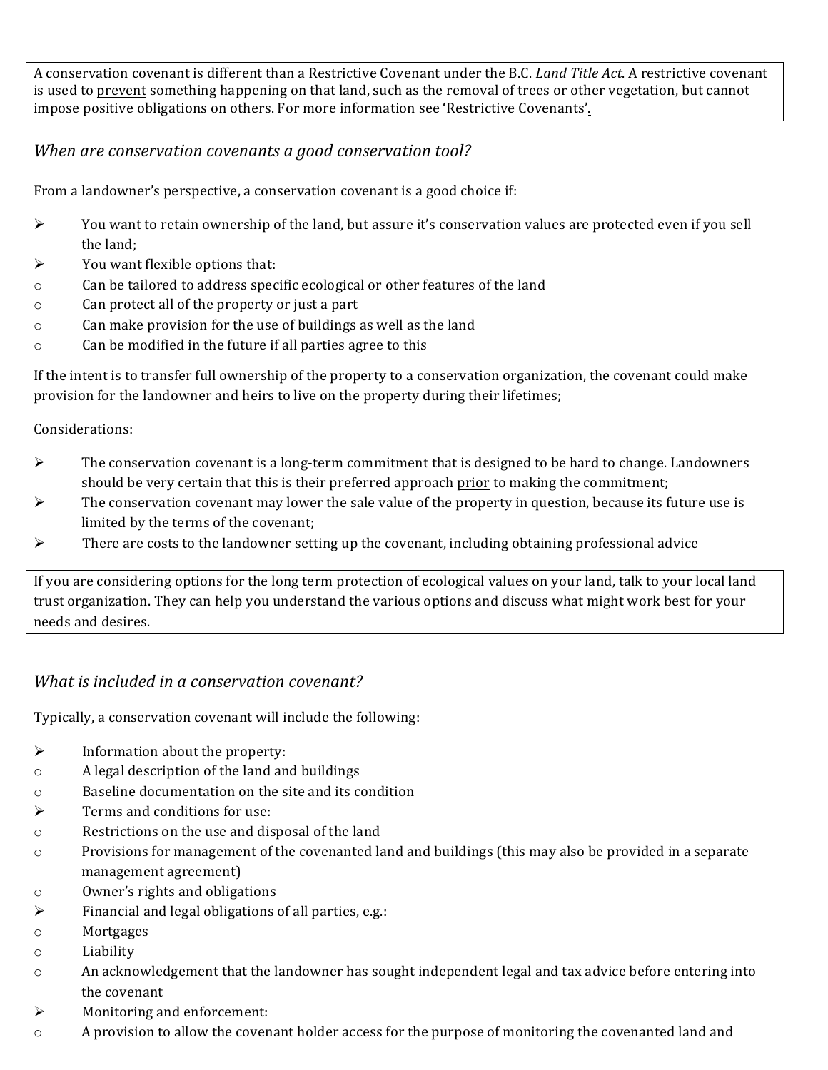A conservation covenant is different than a Restrictive Covenant under the B.C. *Land Title Act*. A restrictive covenant is used to <u>prevent</u> something happening on that land, such as the removal of trees or other vegetation, but cannot impose positive obligations on others. For more information see 'Restrictive Covenants'.

### *When are conservation covenants a good conservation tool?*

From a landowner's perspective, a conservation covenant is a good choice if:

- You want to retain ownership of the land, but assure it's conservation values are protected even if you sell the land;
- You want flexible options that:
  - Can be tailored to address specific ecological or other features of the land
  - Can protect all of the property or just a part
  - Can make provision for the use of buildings as well as the land
  - Can be modified in the future if <u>all</u> parties agree to this

If the intent is to transfer full ownership of the property to a conservation organization, the covenant could make provision for the landowner and heirs to live on the property during their lifetimes;

Considerations:

- The conservation covenant is a long-term commitment that is designed to be hard to change. Landowners should be very certain that this is their preferred approach <u>prior</u> to making the commitment;
- The conservation covenant may lower the sale value of the property in question, because its future use is limited by the terms of the covenant;
- There are costs to the landowner setting up the covenant, including obtaining professional advice

If you are considering options for the long term protection of ecological values on your land, talk to your local land trust organization. They can help you understand the various options and discuss what might work best for your needs and desires.

### *What is included in a conservation covenant?*

Typically, a conservation covenant will include the following:

- Information about the property:
  - A legal description of the land and buildings
  - Baseline documentation on the site and its condition
- Terms and conditions for use:
  - Restrictions on the use and disposal of the land
  - Provisions for management of the covenanted land and buildings (this may also be provided in a separate management agreement)
  - Owner's rights and obligations
- Financial and legal obligations of all parties, e.g.:
  - Mortgages
  - Liability
  - An acknowledgement that the landowner has sought independent legal and tax advice before entering into the covenant
- Monitoring and enforcement:
  - A provision to allow the covenant holder access for the purpose of monitoring the covenanted land and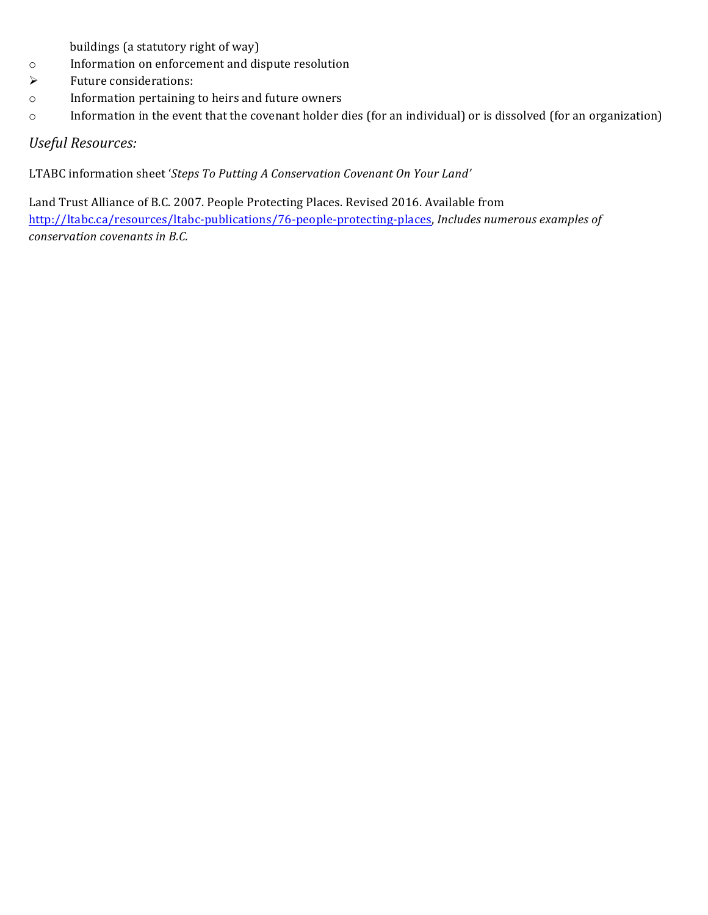buildings (a statutory right of way)

- Information on enforcement and dispute resolution

- Future considerations:
  - Information pertaining to heirs and future owners
  - Information in the event that the covenant holder dies (for an individual) or is dissolved (for an organization)

## *Useful Resources:*

LTABC information sheet '*Steps To Putting A Conservation Covenant On Your Land*'

Land Trust Alliance of B.C. 2007. People Protecting Places. Revised 2016. Available from http://ltabc.ca/resources/ltabc-publications/76-people-protecting-places, *Includes numerous examples of conservation covenants in B.C.*